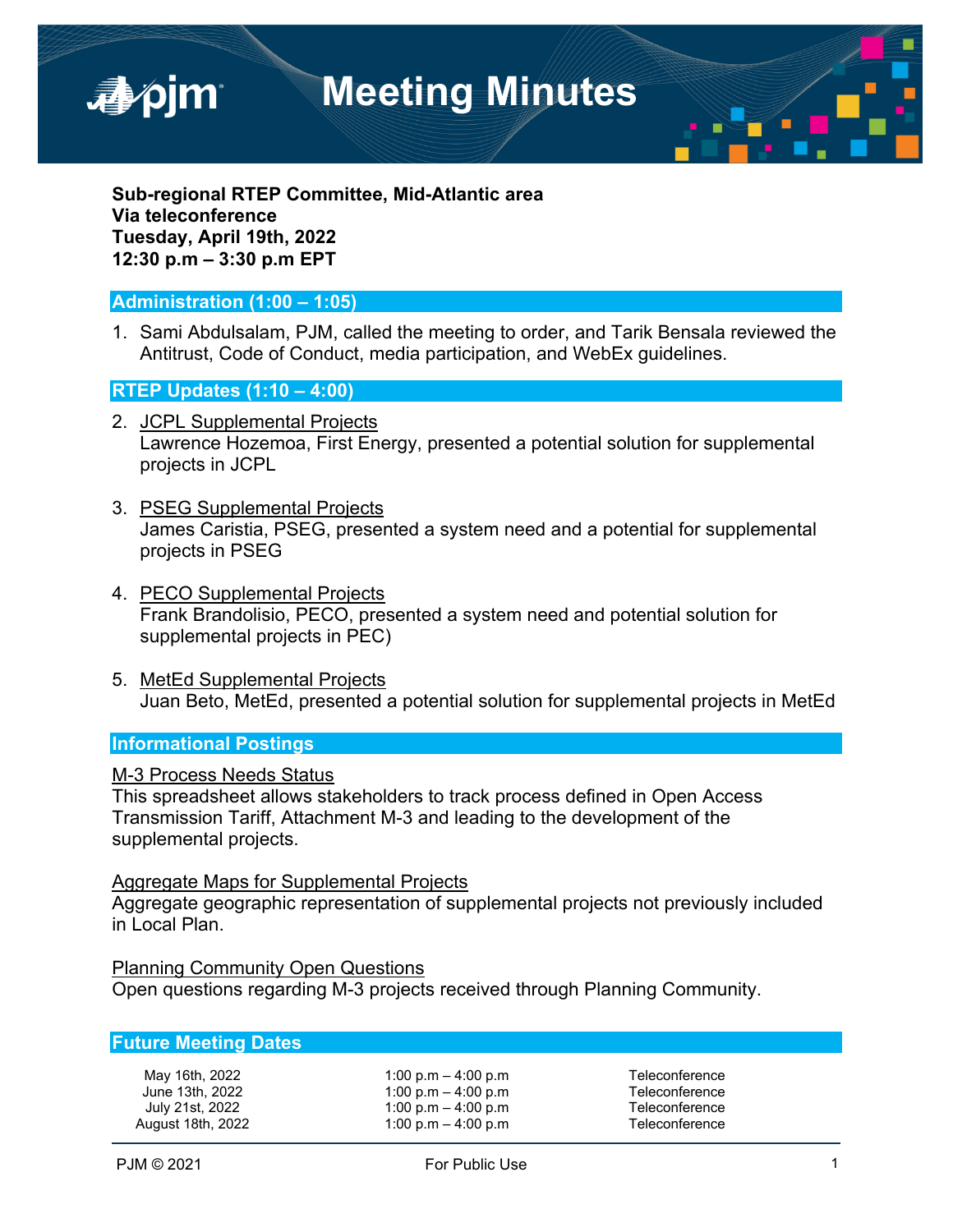# Meeting Minutes

**Sub-regional RTEP Committee, Mid-Atlantic area**
**Via teleconference**
**Tuesday, April 19th, 2022**
**12:30 p.m – 3:30 p.m EPT**

## Administration (1:00 – 1:05)

1. Sami Abdulsalam, PJM, called the meeting to order, and Tarik Bensala reviewed the Antitrust, Code of Conduct, media participation, and WebEx guidelines.

## RTEP Updates (1:10 – 4:00)

2. JCPL Supplemental Projects
   Lawrence Hozemoa, First Energy, presented a potential solution for supplemental projects in JCPL

3. PSEG Supplemental Projects
   James Caristia, PSEG, presented a system need and a potential for supplemental projects in PSEG

4. PECO Supplemental Projects
   Frank Brandolisio, PECO, presented a system need and potential solution for supplemental projects in PEC)

5. MetEd Supplemental Projects
   Juan Beto, MetEd, presented a potential solution for supplemental projects in MetEd

## Informational Postings

M-3 Process Needs Status
This spreadsheet allows stakeholders to track process defined in Open Access Transmission Tariff, Attachment M-3 and leading to the development of the supplemental projects.

Aggregate Maps for Supplemental Projects
Aggregate geographic representation of supplemental projects not previously included in Local Plan.

Planning Community Open Questions
Open questions regarding M-3 projects received through Planning Community.

## Future Meeting Dates

| | | |
|---|---|---|
| May 16th, 2022 | 1:00 p.m – 4:00 p.m | Teleconference |
| June 13th, 2022 | 1:00 p.m – 4:00 p.m | Teleconference |
| July 21st, 2022 | 1:00 p.m – 4:00 p.m | Teleconference |
| August 18th, 2022 | 1:00 p.m – 4:00 p.m | Teleconference |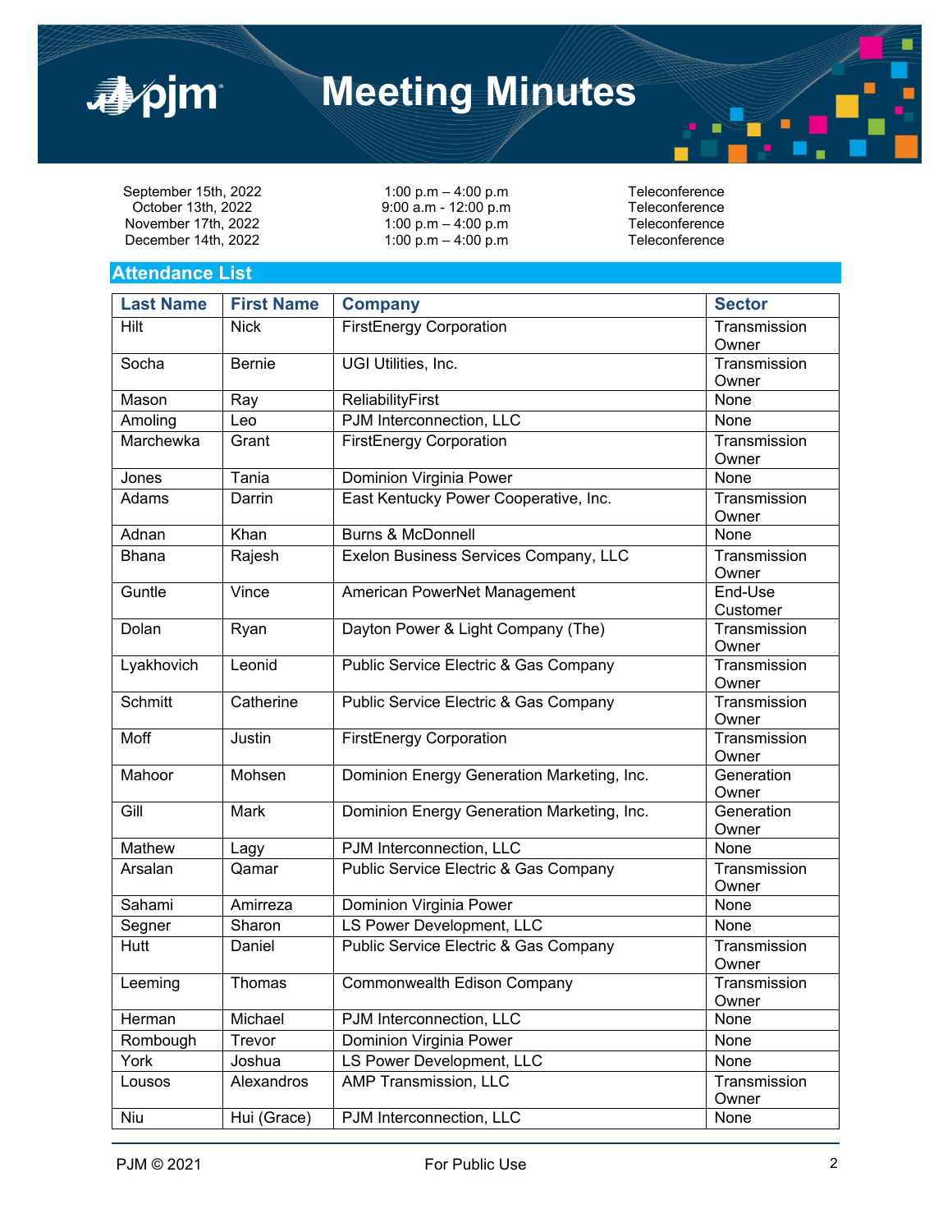# Meeting Minutes

| | | |
|---|---|---|
| September 15th, 2022 | 1:00 p.m – 4:00 p.m | Teleconference |
| October 13th, 2022 | 9:00 a.m - 12:00 p.m | Teleconference |
| November 17th, 2022 | 1:00 p.m – 4:00 p.m | Teleconference |
| December 14th, 2022 | 1:00 p.m – 4:00 p.m | Teleconference |

## Attendance List

| Last Name | First Name | Company | Sector |
|---|---|---|---|
| Hilt | Nick | FirstEnergy Corporation | Transmission Owner |
| Socha | Bernie | UGI Utilities, Inc. | Transmission Owner |
| Mason | Ray | ReliabilityFirst | None |
| Amoling | Leo | PJM Interconnection, LLC | None |
| Marchewka | Grant | FirstEnergy Corporation | Transmission Owner |
| Jones | Tania | Dominion Virginia Power | None |
| Adams | Darrin | East Kentucky Power Cooperative, Inc. | Transmission Owner |
| Adnan | Khan | Burns & McDonnell | None |
| Bhana | Rajesh | Exelon Business Services Company, LLC | Transmission Owner |
| Guntle | Vince | American PowerNet Management | End-Use Customer |
| Dolan | Ryan | Dayton Power & Light Company (The) | Transmission Owner |
| Lyakhovich | Leonid | Public Service Electric & Gas Company | Transmission Owner |
| Schmitt | Catherine | Public Service Electric & Gas Company | Transmission Owner |
| Moff | Justin | FirstEnergy Corporation | Transmission Owner |
| Mahoor | Mohsen | Dominion Energy Generation Marketing, Inc. | Generation Owner |
| Gill | Mark | Dominion Energy Generation Marketing, Inc. | Generation Owner |
| Mathew | Lagy | PJM Interconnection, LLC | None |
| Arsalan | Qamar | Public Service Electric & Gas Company | Transmission Owner |
| Sahami | Amirreza | Dominion Virginia Power | None |
| Segner | Sharon | LS Power Development, LLC | None |
| Hutt | Daniel | Public Service Electric & Gas Company | Transmission Owner |
| Leeming | Thomas | Commonwealth Edison Company | Transmission Owner |
| Herman | Michael | PJM Interconnection, LLC | None |
| Rombough | Trevor | Dominion Virginia Power | None |
| York | Joshua | LS Power Development, LLC | None |
| Lousos | Alexandros | AMP Transmission, LLC | Transmission Owner |
| Niu | Hui (Grace) | PJM Interconnection, LLC | None |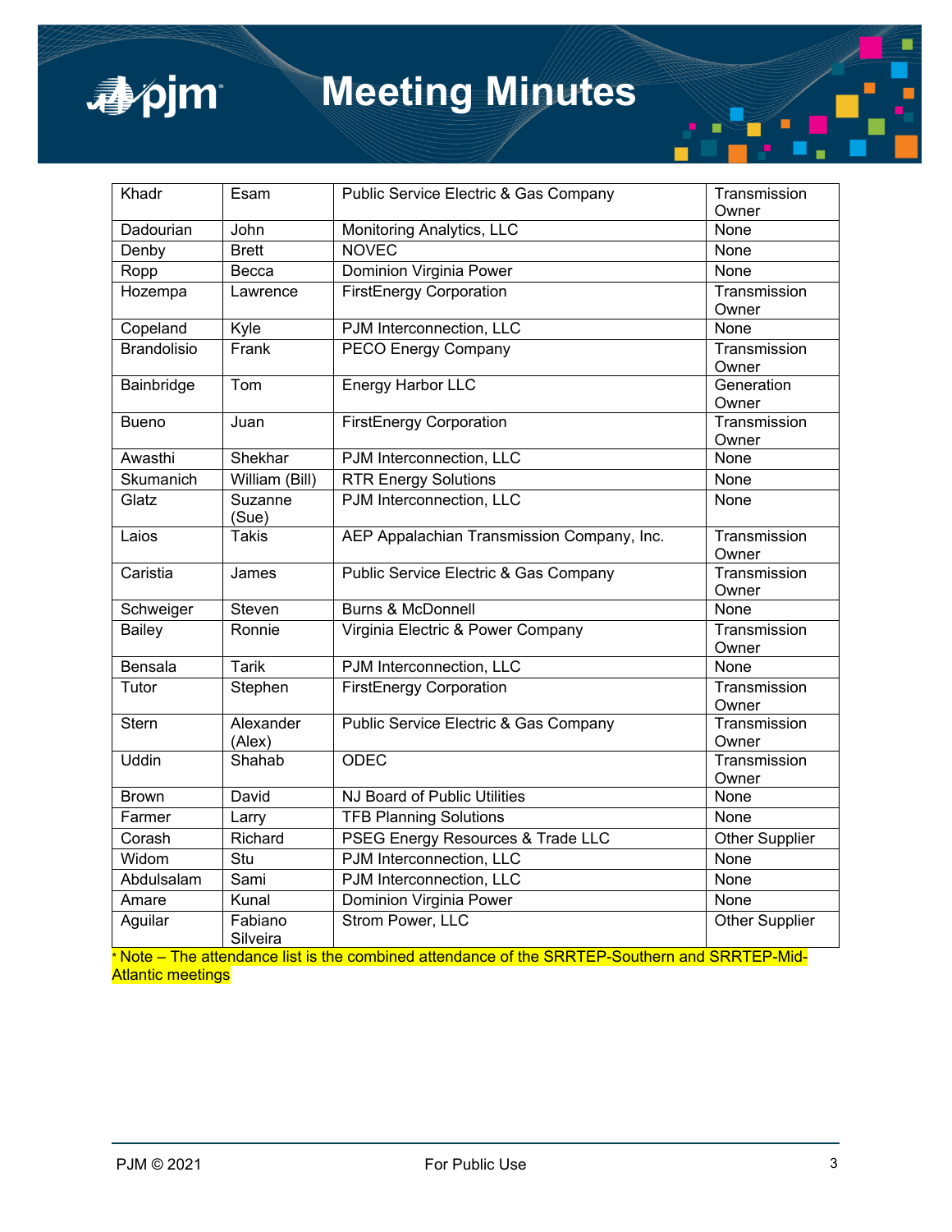| | | | |
|---|---|---|---|
| Khadr | Esam | Public Service Electric & Gas Company | Transmission Owner |
| Dadourian | John | Monitoring Analytics, LLC | None |
| Denby | Brett | NOVEC | None |
| Ropp | Becca | Dominion Virginia Power | None |
| Hozempa | Lawrence | FirstEnergy Corporation | Transmission Owner |
| Copeland | Kyle | PJM Interconnection, LLC | None |
| Brandolisio | Frank | PECO Energy Company | Transmission Owner |
| Bainbridge | Tom | Energy Harbor LLC | Generation Owner |
| Bueno | Juan | FirstEnergy Corporation | Transmission Owner |
| Awasthi | Shekhar | PJM Interconnection, LLC | None |
| Skumanich | William (Bill) | RTR Energy Solutions | None |
| Glatz | Suzanne (Sue) | PJM Interconnection, LLC | None |
| Laios | Takis | AEP Appalachian Transmission Company, Inc. | Transmission Owner |
| Caristia | James | Public Service Electric & Gas Company | Transmission Owner |
| Schweiger | Steven | Burns & McDonnell | None |
| Bailey | Ronnie | Virginia Electric & Power Company | Transmission Owner |
| Bensala | Tarik | PJM Interconnection, LLC | None |
| Tutor | Stephen | FirstEnergy Corporation | Transmission Owner |
| Stern | Alexander (Alex) | Public Service Electric & Gas Company | Transmission Owner |
| Uddin | Shahab | ODEC | Transmission Owner |
| Brown | David | NJ Board of Public Utilities | None |
| Farmer | Larry | TFB Planning Solutions | None |
| Corash | Richard | PSEG Energy Resources & Trade LLC | Other Supplier |
| Widom | Stu | PJM Interconnection, LLC | None |
| Abdulsalam | Sami | PJM Interconnection, LLC | None |
| Amare | Kunal | Dominion Virginia Power | None |
| Aguilar | Fabiano Silveira | Strom Power, LLC | Other Supplier |

* Note – The attendance list is the combined attendance of the SRRTEP-Southern and SRRTEP-Mid-Atlantic meetings